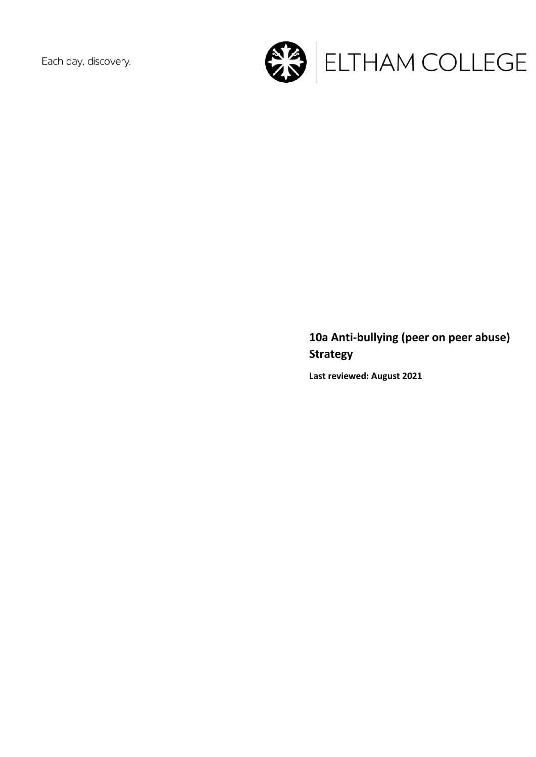Each day, discovery.

ELTHAM COLLEGE

# 10a Anti-bullying (peer on peer abuse) Strategy

**Last reviewed: August 2021**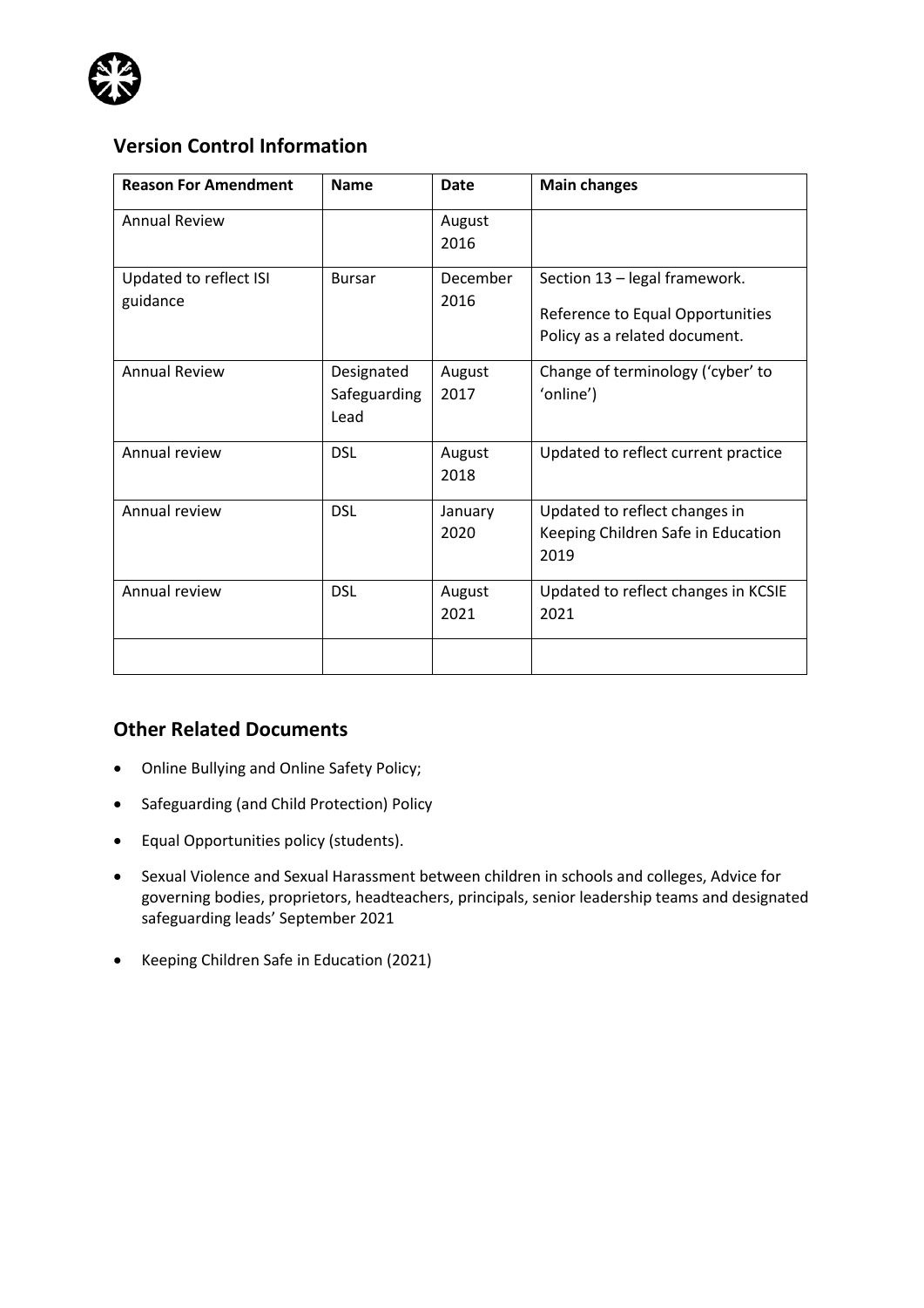## Version Control Information

| Reason For Amendment | Name | Date | Main changes |
|---|---|---|---|
| Annual Review | | August 2016 | |
| Updated to reflect ISI guidance | Bursar | December 2016 | Section 13 – legal framework. Reference to Equal Opportunities Policy as a related document. |
| Annual Review | Designated Safeguarding Lead | August 2017 | Change of terminology ('cyber' to 'online') |
| Annual review | DSL | August 2018 | Updated to reflect current practice |
| Annual review | DSL | January 2020 | Updated to reflect changes in Keeping Children Safe in Education 2019 |
| Annual review | DSL | August 2021 | Updated to reflect changes in KCSIE 2021 |
| | | | |

## Other Related Documents

- Online Bullying and Online Safety Policy;
- Safeguarding (and Child Protection) Policy
- Equal Opportunities policy (students).
- Sexual Violence and Sexual Harassment between children in schools and colleges, Advice for governing bodies, proprietors, headteachers, principals, senior leadership teams and designated safeguarding leads' September 2021
- Keeping Children Safe in Education (2021)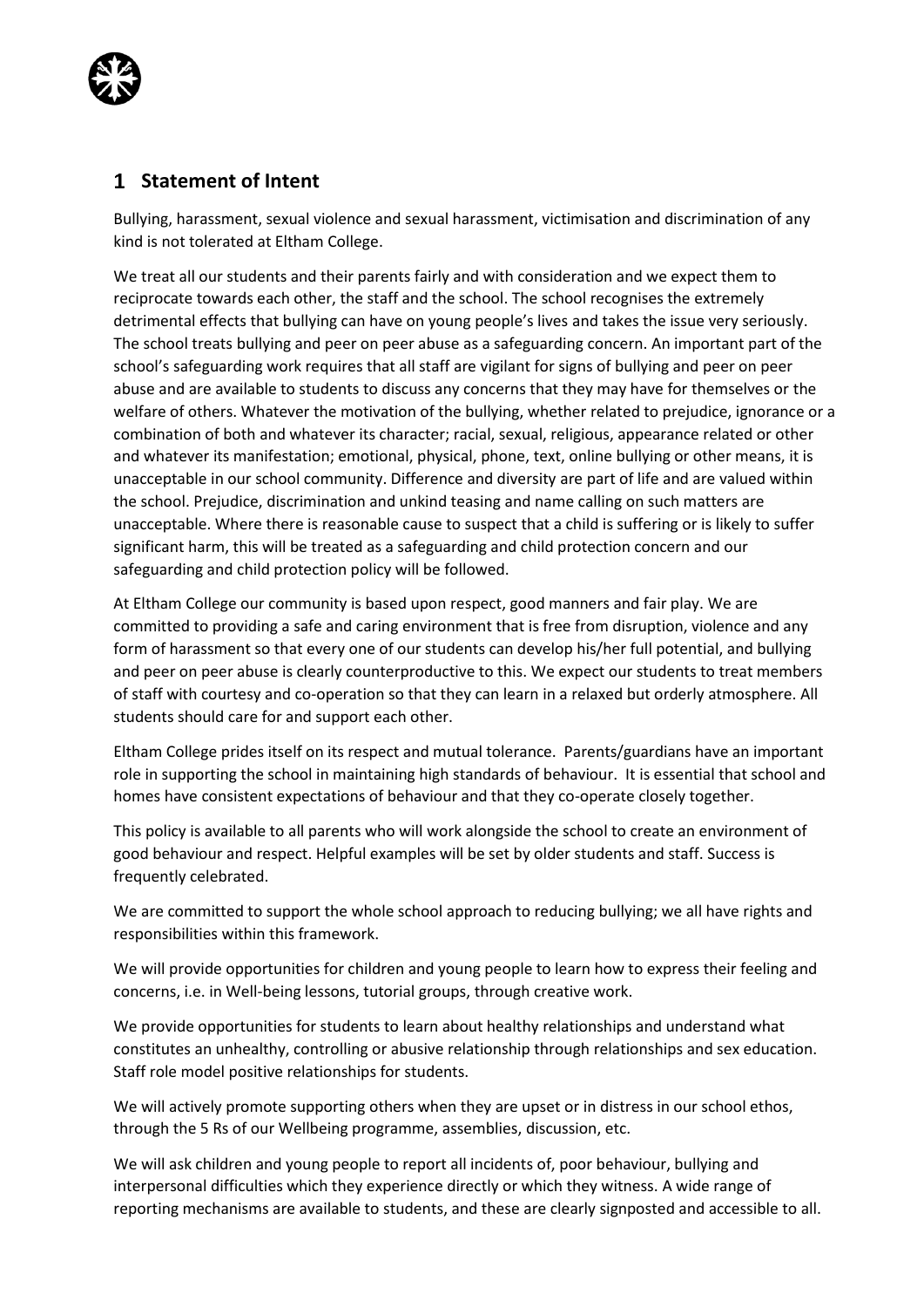## 1 Statement of Intent

Bullying, harassment, sexual violence and sexual harassment, victimisation and discrimination of any kind is not tolerated at Eltham College.

We treat all our students and their parents fairly and with consideration and we expect them to reciprocate towards each other, the staff and the school. The school recognises the extremely detrimental effects that bullying can have on young people's lives and takes the issue very seriously. The school treats bullying and peer on peer abuse as a safeguarding concern. An important part of the school's safeguarding work requires that all staff are vigilant for signs of bullying and peer on peer abuse and are available to students to discuss any concerns that they may have for themselves or the welfare of others. Whatever the motivation of the bullying, whether related to prejudice, ignorance or a combination of both and whatever its character; racial, sexual, religious, appearance related or other and whatever its manifestation; emotional, physical, phone, text, online bullying or other means, it is unacceptable in our school community. Difference and diversity are part of life and are valued within the school. Prejudice, discrimination and unkind teasing and name calling on such matters are unacceptable. Where there is reasonable cause to suspect that a child is suffering or is likely to suffer significant harm, this will be treated as a safeguarding and child protection concern and our safeguarding and child protection policy will be followed.

At Eltham College our community is based upon respect, good manners and fair play. We are committed to providing a safe and caring environment that is free from disruption, violence and any form of harassment so that every one of our students can develop his/her full potential, and bullying and peer on peer abuse is clearly counterproductive to this. We expect our students to treat members of staff with courtesy and co-operation so that they can learn in a relaxed but orderly atmosphere. All students should care for and support each other.

Eltham College prides itself on its respect and mutual tolerance. Parents/guardians have an important role in supporting the school in maintaining high standards of behaviour. It is essential that school and homes have consistent expectations of behaviour and that they co-operate closely together.

This policy is available to all parents who will work alongside the school to create an environment of good behaviour and respect. Helpful examples will be set by older students and staff. Success is frequently celebrated.

We are committed to support the whole school approach to reducing bullying; we all have rights and responsibilities within this framework.

We will provide opportunities for children and young people to learn how to express their feeling and concerns, i.e. in Well-being lessons, tutorial groups, through creative work.

We provide opportunities for students to learn about healthy relationships and understand what constitutes an unhealthy, controlling or abusive relationship through relationships and sex education. Staff role model positive relationships for students.

We will actively promote supporting others when they are upset or in distress in our school ethos, through the 5 Rs of our Wellbeing programme, assemblies, discussion, etc.

We will ask children and young people to report all incidents of, poor behaviour, bullying and interpersonal difficulties which they experience directly or which they witness. A wide range of reporting mechanisms are available to students, and these are clearly signposted and accessible to all.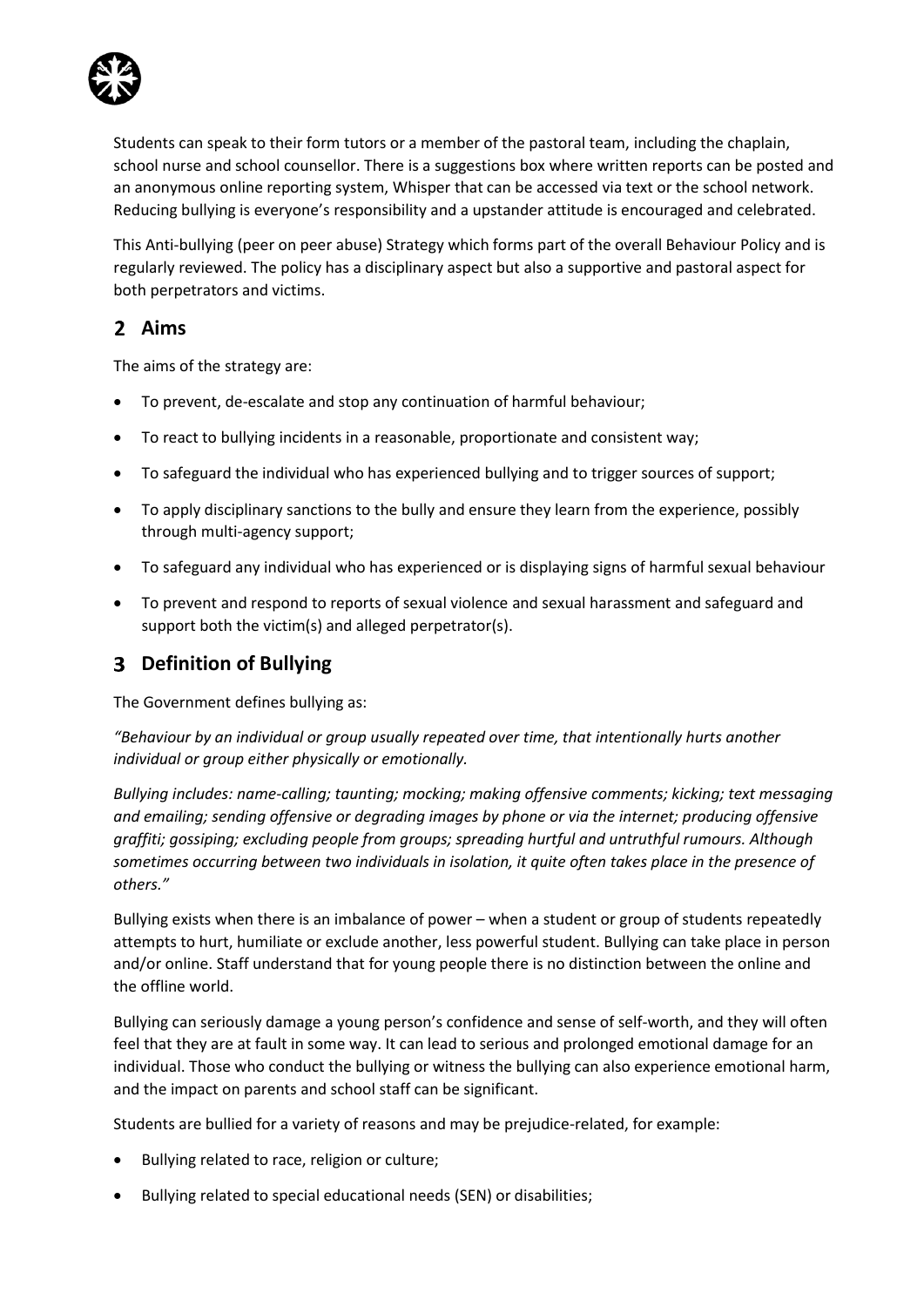Students can speak to their form tutors or a member of the pastoral team, including the chaplain, school nurse and school counsellor. There is a suggestions box where written reports can be posted and an anonymous online reporting system, Whisper that can be accessed via text or the school network. Reducing bullying is everyone's responsibility and a upstander attitude is encouraged and celebrated.

This Anti-bullying (peer on peer abuse) Strategy which forms part of the overall Behaviour Policy and is regularly reviewed. The policy has a disciplinary aspect but also a supportive and pastoral aspect for both perpetrators and victims.

## 2 Aims

The aims of the strategy are:

- To prevent, de-escalate and stop any continuation of harmful behaviour;
- To react to bullying incidents in a reasonable, proportionate and consistent way;
- To safeguard the individual who has experienced bullying and to trigger sources of support;
- To apply disciplinary sanctions to the bully and ensure they learn from the experience, possibly through multi-agency support;
- To safeguard any individual who has experienced or is displaying signs of harmful sexual behaviour
- To prevent and respond to reports of sexual violence and sexual harassment and safeguard and support both the victim(s) and alleged perpetrator(s).

## 3 Definition of Bullying

The Government defines bullying as:

*"Behaviour by an individual or group usually repeated over time, that intentionally hurts another individual or group either physically or emotionally.*

*Bullying includes: name-calling; taunting; mocking; making offensive comments; kicking; text messaging and emailing; sending offensive or degrading images by phone or via the internet; producing offensive graffiti; gossiping; excluding people from groups; spreading hurtful and untruthful rumours. Although sometimes occurring between two individuals in isolation, it quite often takes place in the presence of others."*

Bullying exists when there is an imbalance of power – when a student or group of students repeatedly attempts to hurt, humiliate or exclude another, less powerful student. Bullying can take place in person and/or online. Staff understand that for young people there is no distinction between the online and the offline world.

Bullying can seriously damage a young person's confidence and sense of self-worth, and they will often feel that they are at fault in some way. It can lead to serious and prolonged emotional damage for an individual. Those who conduct the bullying or witness the bullying can also experience emotional harm, and the impact on parents and school staff can be significant.

Students are bullied for a variety of reasons and may be prejudice-related, for example:

- Bullying related to race, religion or culture;
- Bullying related to special educational needs (SEN) or disabilities;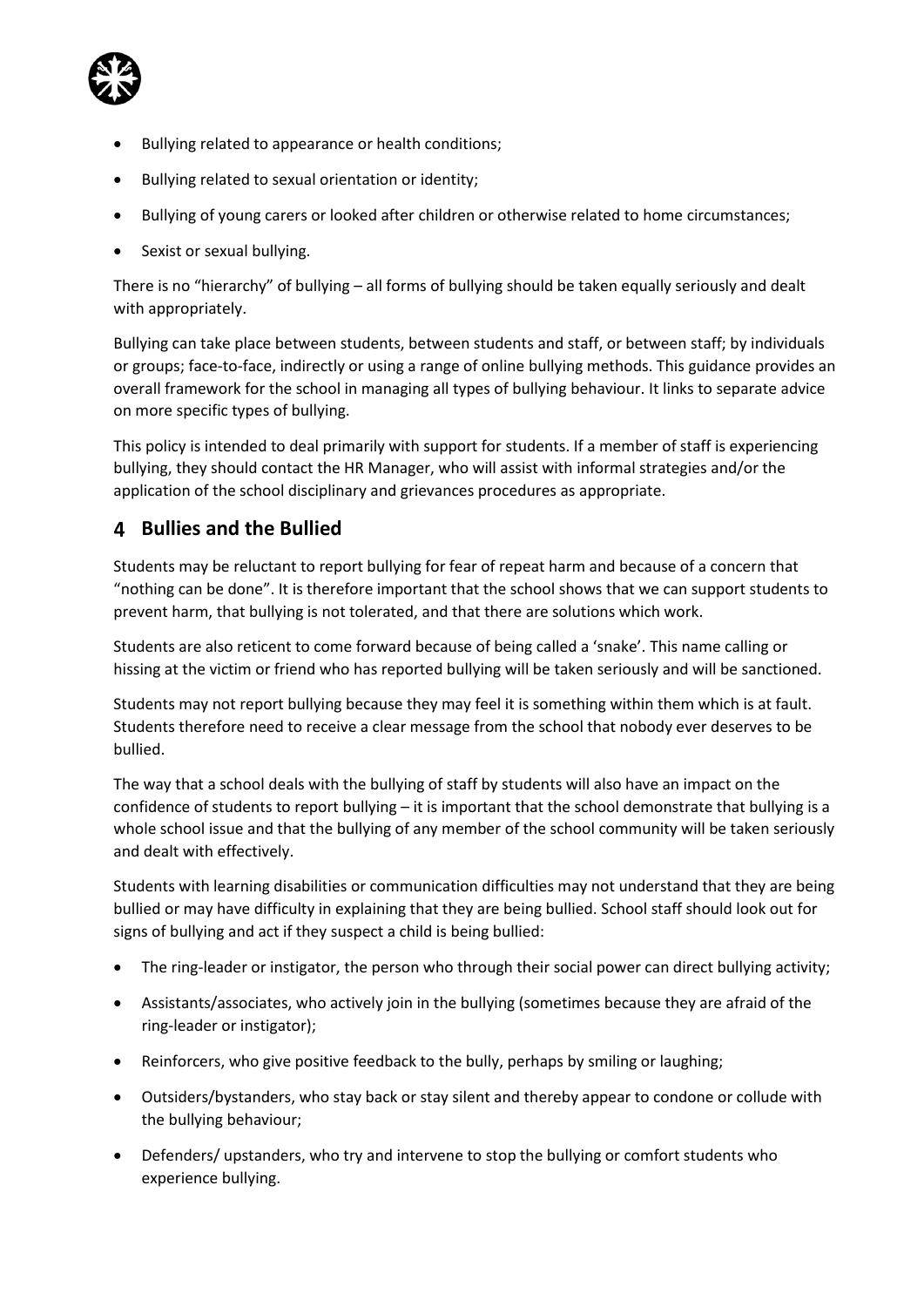- Bullying related to appearance or health conditions;
- Bullying related to sexual orientation or identity;
- Bullying of young carers or looked after children or otherwise related to home circumstances;
- Sexist or sexual bullying.

There is no "hierarchy" of bullying – all forms of bullying should be taken equally seriously and dealt with appropriately.

Bullying can take place between students, between students and staff, or between staff; by individuals or groups; face-to-face, indirectly or using a range of online bullying methods. This guidance provides an overall framework for the school in managing all types of bullying behaviour. It links to separate advice on more specific types of bullying.

This policy is intended to deal primarily with support for students. If a member of staff is experiencing bullying, they should contact the HR Manager, who will assist with informal strategies and/or the application of the school disciplinary and grievances procedures as appropriate.

## 4 Bullies and the Bullied

Students may be reluctant to report bullying for fear of repeat harm and because of a concern that "nothing can be done". It is therefore important that the school shows that we can support students to prevent harm, that bullying is not tolerated, and that there are solutions which work.

Students are also reticent to come forward because of being called a 'snake'. This name calling or hissing at the victim or friend who has reported bullying will be taken seriously and will be sanctioned.

Students may not report bullying because they may feel it is something within them which is at fault. Students therefore need to receive a clear message from the school that nobody ever deserves to be bullied.

The way that a school deals with the bullying of staff by students will also have an impact on the confidence of students to report bullying – it is important that the school demonstrate that bullying is a whole school issue and that the bullying of any member of the school community will be taken seriously and dealt with effectively.

Students with learning disabilities or communication difficulties may not understand that they are being bullied or may have difficulty in explaining that they are being bullied. School staff should look out for signs of bullying and act if they suspect a child is being bullied:

- The ring-leader or instigator, the person who through their social power can direct bullying activity;
- Assistants/associates, who actively join in the bullying (sometimes because they are afraid of the ring-leader or instigator);
- Reinforcers, who give positive feedback to the bully, perhaps by smiling or laughing;
- Outsiders/bystanders, who stay back or stay silent and thereby appear to condone or collude with the bullying behaviour;
- Defenders/ upstanders, who try and intervene to stop the bullying or comfort students who experience bullying.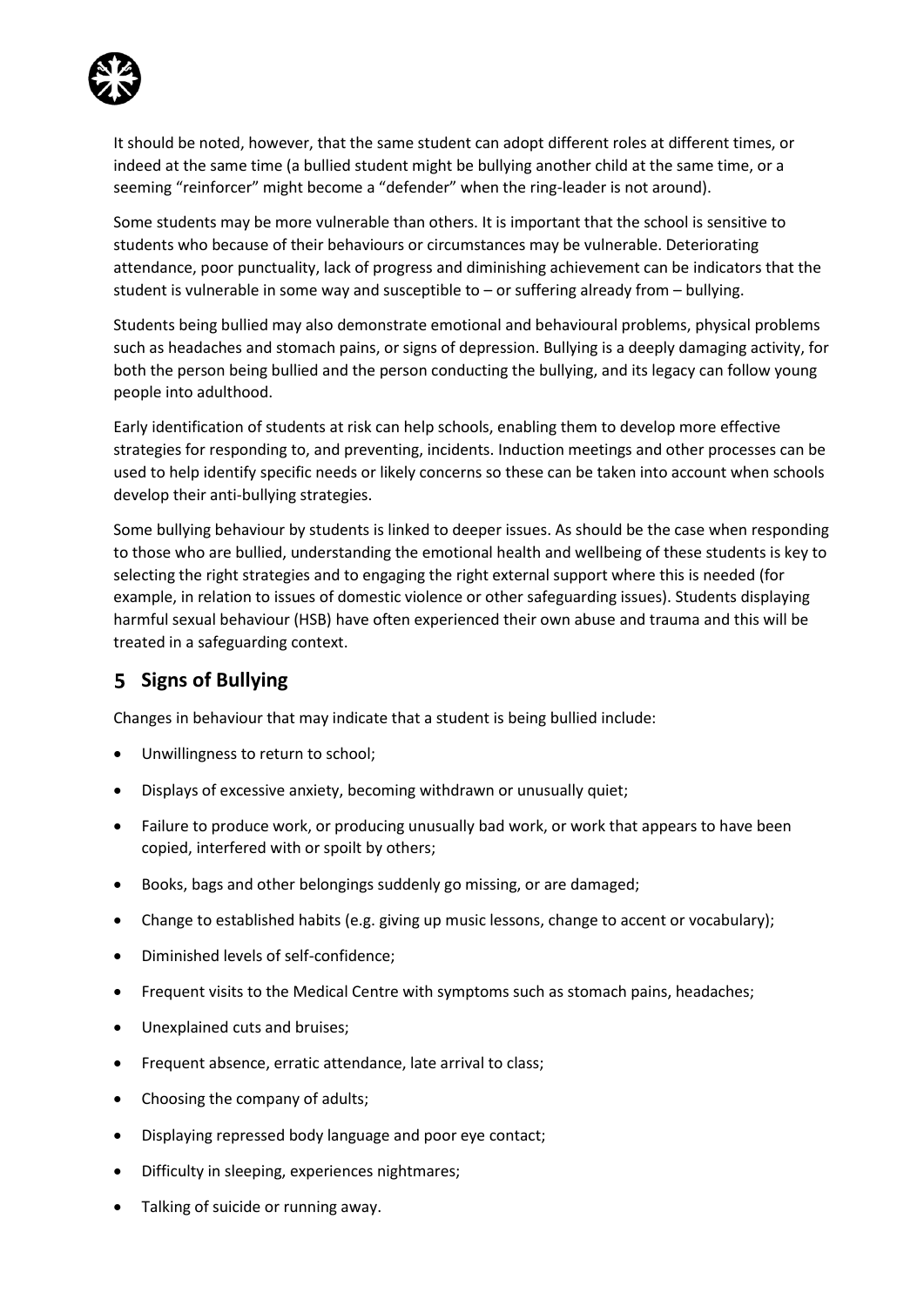It should be noted, however, that the same student can adopt different roles at different times, or indeed at the same time (a bullied student might be bullying another child at the same time, or a seeming "reinforcer" might become a "defender" when the ring-leader is not around).

Some students may be more vulnerable than others. It is important that the school is sensitive to students who because of their behaviours or circumstances may be vulnerable. Deteriorating attendance, poor punctuality, lack of progress and diminishing achievement can be indicators that the student is vulnerable in some way and susceptible to – or suffering already from – bullying.

Students being bullied may also demonstrate emotional and behavioural problems, physical problems such as headaches and stomach pains, or signs of depression. Bullying is a deeply damaging activity, for both the person being bullied and the person conducting the bullying, and its legacy can follow young people into adulthood.

Early identification of students at risk can help schools, enabling them to develop more effective strategies for responding to, and preventing, incidents. Induction meetings and other processes can be used to help identify specific needs or likely concerns so these can be taken into account when schools develop their anti-bullying strategies.

Some bullying behaviour by students is linked to deeper issues. As should be the case when responding to those who are bullied, understanding the emotional health and wellbeing of these students is key to selecting the right strategies and to engaging the right external support where this is needed (for example, in relation to issues of domestic violence or other safeguarding issues). Students displaying harmful sexual behaviour (HSB) have often experienced their own abuse and trauma and this will be treated in a safeguarding context.

## 5 Signs of Bullying

Changes in behaviour that may indicate that a student is being bullied include:

- Unwillingness to return to school;
- Displays of excessive anxiety, becoming withdrawn or unusually quiet;
- Failure to produce work, or producing unusually bad work, or work that appears to have been copied, interfered with or spoilt by others;
- Books, bags and other belongings suddenly go missing, or are damaged;
- Change to established habits (e.g. giving up music lessons, change to accent or vocabulary);
- Diminished levels of self-confidence;
- Frequent visits to the Medical Centre with symptoms such as stomach pains, headaches;
- Unexplained cuts and bruises;
- Frequent absence, erratic attendance, late arrival to class;
- Choosing the company of adults;
- Displaying repressed body language and poor eye contact;
- Difficulty in sleeping, experiences nightmares;
- Talking of suicide or running away.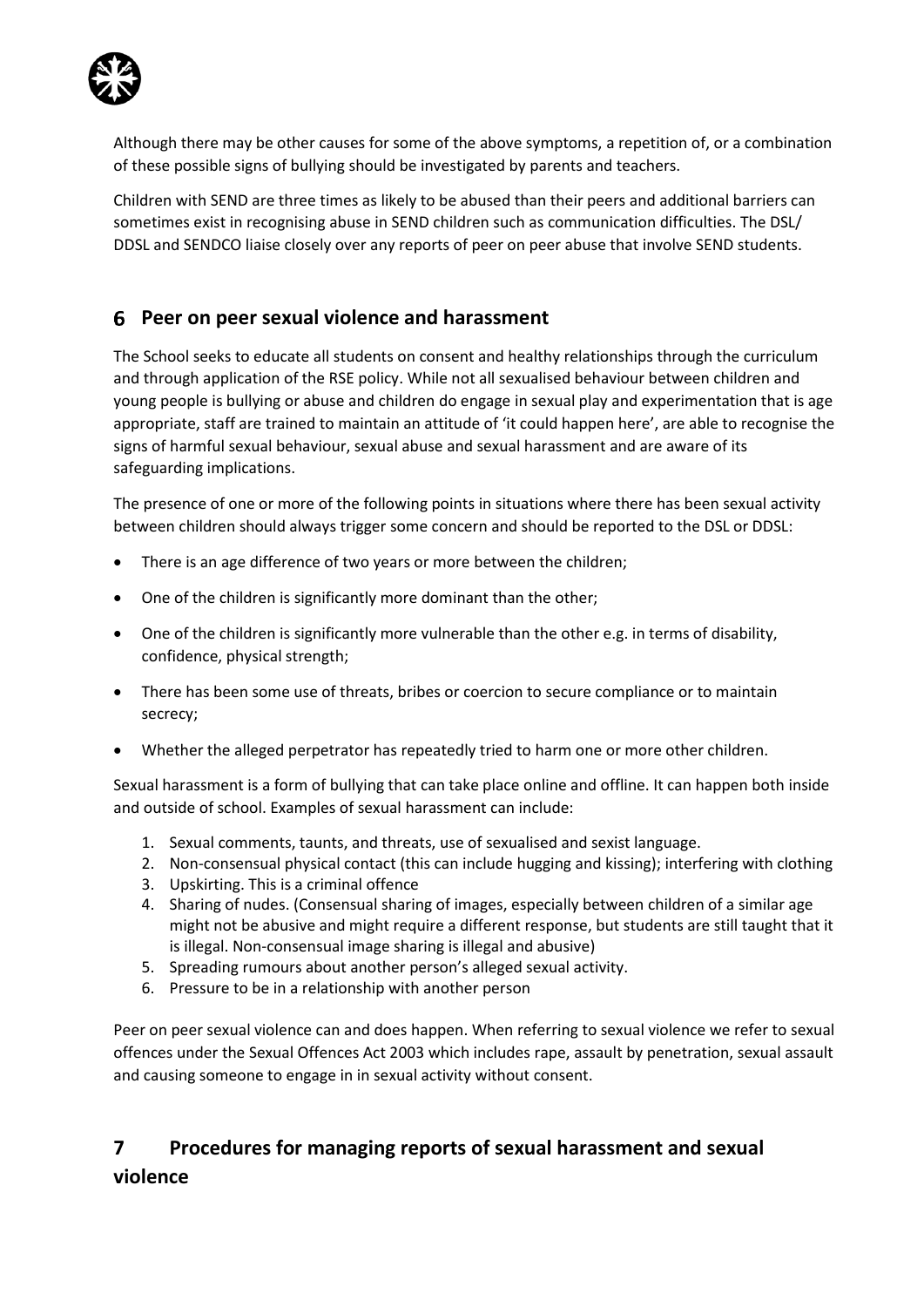Although there may be other causes for some of the above symptoms, a repetition of, or a combination of these possible signs of bullying should be investigated by parents and teachers.

Children with SEND are three times as likely to be abused than their peers and additional barriers can sometimes exist in recognising abuse in SEND children such as communication difficulties. The DSL/ DDSL and SENDCO liaise closely over any reports of peer on peer abuse that involve SEND students.

## 6 Peer on peer sexual violence and harassment

The School seeks to educate all students on consent and healthy relationships through the curriculum and through application of the RSE policy. While not all sexualised behaviour between children and young people is bullying or abuse and children do engage in sexual play and experimentation that is age appropriate, staff are trained to maintain an attitude of 'it could happen here', are able to recognise the signs of harmful sexual behaviour, sexual abuse and sexual harassment and are aware of its safeguarding implications.

The presence of one or more of the following points in situations where there has been sexual activity between children should always trigger some concern and should be reported to the DSL or DDSL:

- There is an age difference of two years or more between the children;
- One of the children is significantly more dominant than the other;
- One of the children is significantly more vulnerable than the other e.g. in terms of disability, confidence, physical strength;
- There has been some use of threats, bribes or coercion to secure compliance or to maintain secrecy;
- Whether the alleged perpetrator has repeatedly tried to harm one or more other children.

Sexual harassment is a form of bullying that can take place online and offline. It can happen both inside and outside of school. Examples of sexual harassment can include:

1. Sexual comments, taunts, and threats, use of sexualised and sexist language.
2. Non-consensual physical contact (this can include hugging and kissing); interfering with clothing
3. Upskirting. This is a criminal offence
4. Sharing of nudes. (Consensual sharing of images, especially between children of a similar age might not be abusive and might require a different response, but students are still taught that it is illegal. Non-consensual image sharing is illegal and abusive)
5. Spreading rumours about another person's alleged sexual activity.
6. Pressure to be in a relationship with another person

Peer on peer sexual violence can and does happen. When referring to sexual violence we refer to sexual offences under the Sexual Offences Act 2003 which includes rape, assault by penetration, sexual assault and causing someone to engage in in sexual activity without consent.

## 7 Procedures for managing reports of sexual harassment and sexual violence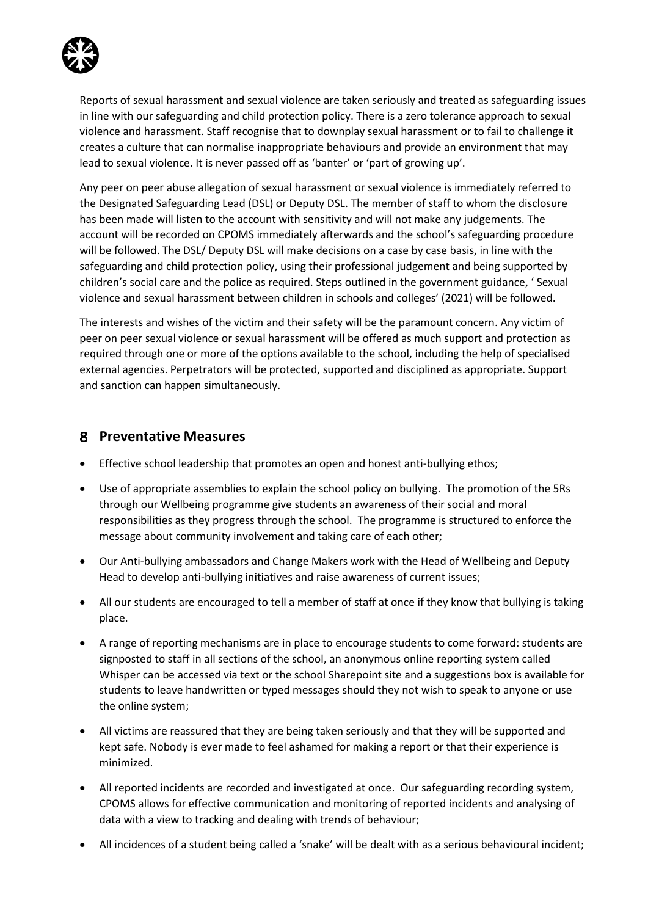Reports of sexual harassment and sexual violence are taken seriously and treated as safeguarding issues in line with our safeguarding and child protection policy. There is a zero tolerance approach to sexual violence and harassment. Staff recognise that to downplay sexual harassment or to fail to challenge it creates a culture that can normalise inappropriate behaviours and provide an environment that may lead to sexual violence. It is never passed off as 'banter' or 'part of growing up'.

Any peer on peer abuse allegation of sexual harassment or sexual violence is immediately referred to the Designated Safeguarding Lead (DSL) or Deputy DSL. The member of staff to whom the disclosure has been made will listen to the account with sensitivity and will not make any judgements. The account will be recorded on CPOMS immediately afterwards and the school's safeguarding procedure will be followed. The DSL/ Deputy DSL will make decisions on a case by case basis, in line with the safeguarding and child protection policy, using their professional judgement and being supported by children's social care and the police as required. Steps outlined in the government guidance, ' Sexual violence and sexual harassment between children in schools and colleges' (2021) will be followed.

The interests and wishes of the victim and their safety will be the paramount concern. Any victim of peer on peer sexual violence or sexual harassment will be offered as much support and protection as required through one or more of the options available to the school, including the help of specialised external agencies. Perpetrators will be protected, supported and disciplined as appropriate. Support and sanction can happen simultaneously.

## 8 Preventative Measures

- Effective school leadership that promotes an open and honest anti-bullying ethos;
- Use of appropriate assemblies to explain the school policy on bullying. The promotion of the 5Rs through our Wellbeing programme give students an awareness of their social and moral responsibilities as they progress through the school. The programme is structured to enforce the message about community involvement and taking care of each other;
- Our Anti-bullying ambassadors and Change Makers work with the Head of Wellbeing and Deputy Head to develop anti-bullying initiatives and raise awareness of current issues;
- All our students are encouraged to tell a member of staff at once if they know that bullying is taking place.
- A range of reporting mechanisms are in place to encourage students to come forward: students are signposted to staff in all sections of the school, an anonymous online reporting system called Whisper can be accessed via text or the school Sharepoint site and a suggestions box is available for students to leave handwritten or typed messages should they not wish to speak to anyone or use the online system;
- All victims are reassured that they are being taken seriously and that they will be supported and kept safe. Nobody is ever made to feel ashamed for making a report or that their experience is minimized.
- All reported incidents are recorded and investigated at once. Our safeguarding recording system, CPOMS allows for effective communication and monitoring of reported incidents and analysing of data with a view to tracking and dealing with trends of behaviour;
- All incidences of a student being called a 'snake' will be dealt with as a serious behavioural incident;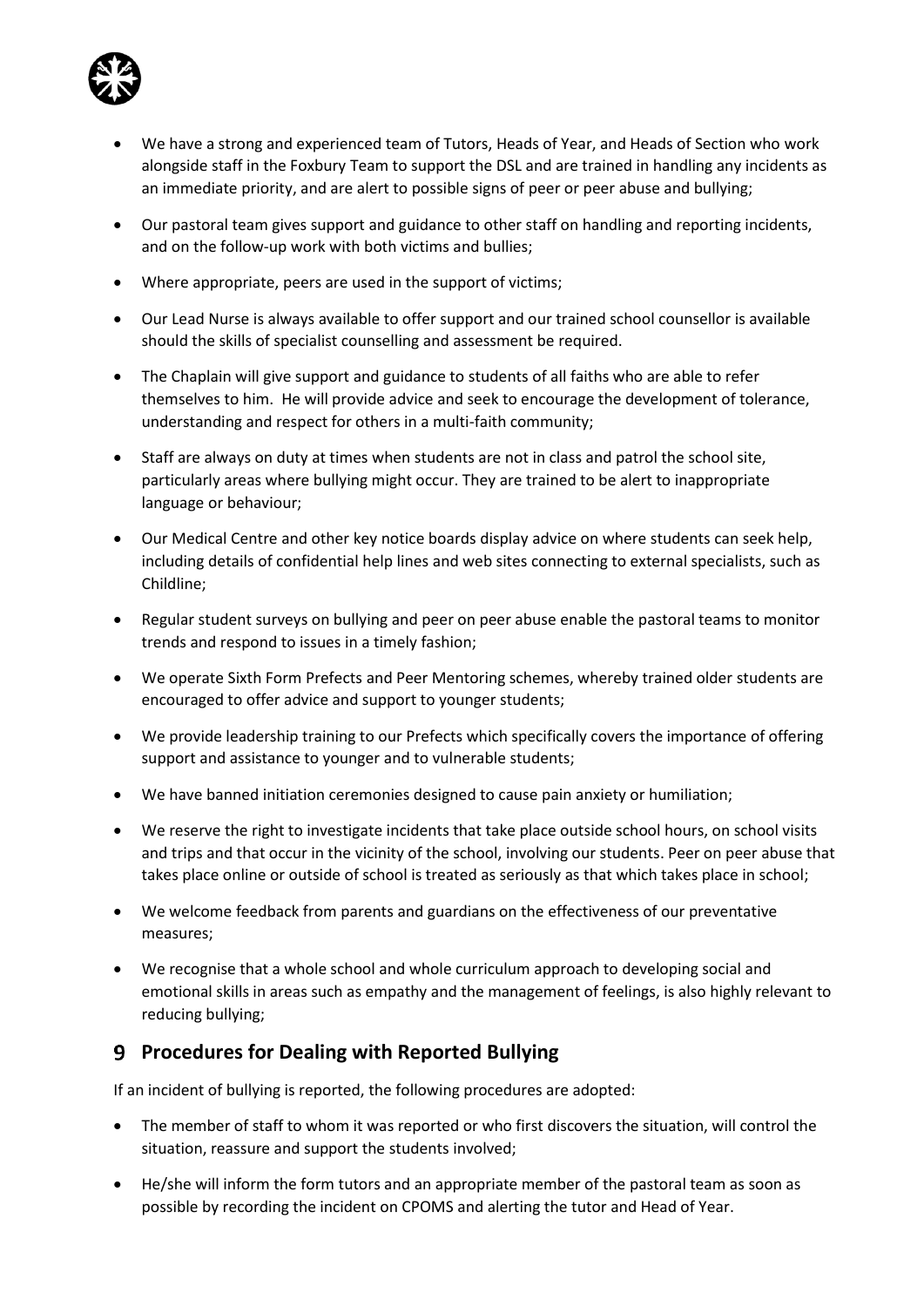- We have a strong and experienced team of Tutors, Heads of Year, and Heads of Section who work alongside staff in the Foxbury Team to support the DSL and are trained in handling any incidents as an immediate priority, and are alert to possible signs of peer or peer abuse and bullying;
- Our pastoral team gives support and guidance to other staff on handling and reporting incidents, and on the follow-up work with both victims and bullies;
- Where appropriate, peers are used in the support of victims;
- Our Lead Nurse is always available to offer support and our trained school counsellor is available should the skills of specialist counselling and assessment be required.
- The Chaplain will give support and guidance to students of all faiths who are able to refer themselves to him. He will provide advice and seek to encourage the development of tolerance, understanding and respect for others in a multi-faith community;
- Staff are always on duty at times when students are not in class and patrol the school site, particularly areas where bullying might occur. They are trained to be alert to inappropriate language or behaviour;
- Our Medical Centre and other key notice boards display advice on where students can seek help, including details of confidential help lines and web sites connecting to external specialists, such as Childline;
- Regular student surveys on bullying and peer on peer abuse enable the pastoral teams to monitor trends and respond to issues in a timely fashion;
- We operate Sixth Form Prefects and Peer Mentoring schemes, whereby trained older students are encouraged to offer advice and support to younger students;
- We provide leadership training to our Prefects which specifically covers the importance of offering support and assistance to younger and to vulnerable students;
- We have banned initiation ceremonies designed to cause pain anxiety or humiliation;
- We reserve the right to investigate incidents that take place outside school hours, on school visits and trips and that occur in the vicinity of the school, involving our students. Peer on peer abuse that takes place online or outside of school is treated as seriously as that which takes place in school;
- We welcome feedback from parents and guardians on the effectiveness of our preventative measures;
- We recognise that a whole school and whole curriculum approach to developing social and emotional skills in areas such as empathy and the management of feelings, is also highly relevant to reducing bullying;

## 9 Procedures for Dealing with Reported Bullying

If an incident of bullying is reported, the following procedures are adopted:

- The member of staff to whom it was reported or who first discovers the situation, will control the situation, reassure and support the students involved;
- He/she will inform the form tutors and an appropriate member of the pastoral team as soon as possible by recording the incident on CPOMS and alerting the tutor and Head of Year.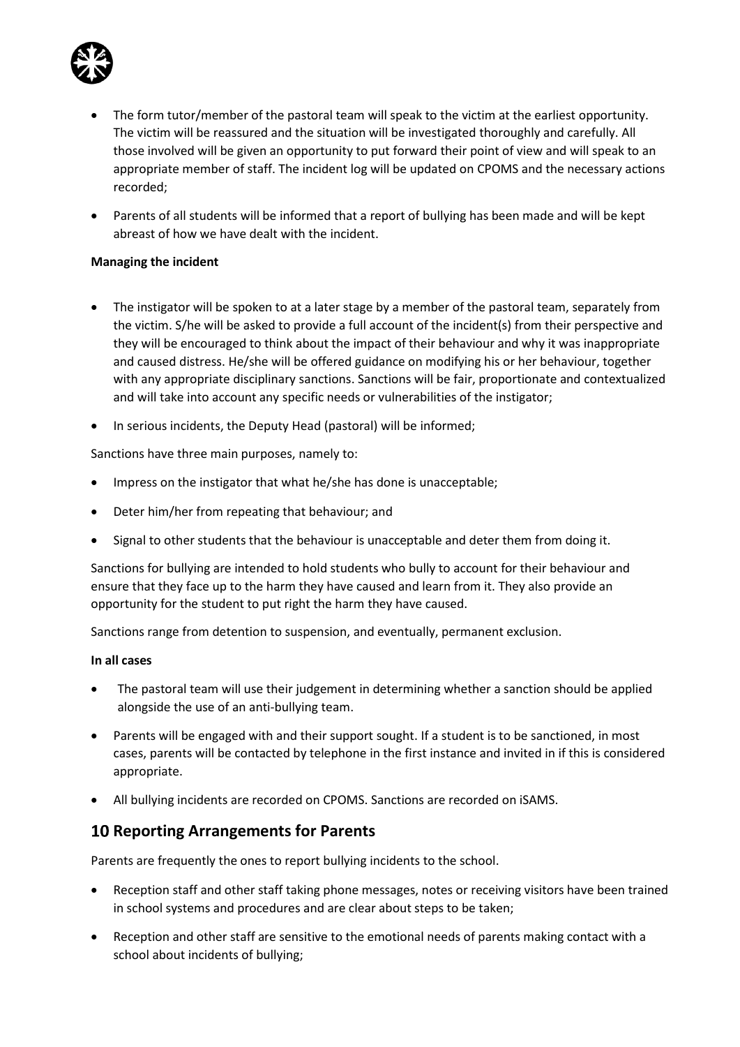- The form tutor/member of the pastoral team will speak to the victim at the earliest opportunity. The victim will be reassured and the situation will be investigated thoroughly and carefully. All those involved will be given an opportunity to put forward their point of view and will speak to an appropriate member of staff. The incident log will be updated on CPOMS and the necessary actions recorded;
- Parents of all students will be informed that a report of bullying has been made and will be kept abreast of how we have dealt with the incident.

**Managing the incident**

- The instigator will be spoken to at a later stage by a member of the pastoral team, separately from the victim. S/he will be asked to provide a full account of the incident(s) from their perspective and they will be encouraged to think about the impact of their behaviour and why it was inappropriate and caused distress. He/she will be offered guidance on modifying his or her behaviour, together with any appropriate disciplinary sanctions. Sanctions will be fair, proportionate and contextualized and will take into account any specific needs or vulnerabilities of the instigator;
- In serious incidents, the Deputy Head (pastoral) will be informed;

Sanctions have three main purposes, namely to:

- Impress on the instigator that what he/she has done is unacceptable;
- Deter him/her from repeating that behaviour; and
- Signal to other students that the behaviour is unacceptable and deter them from doing it.

Sanctions for bullying are intended to hold students who bully to account for their behaviour and ensure that they face up to the harm they have caused and learn from it. They also provide an opportunity for the student to put right the harm they have caused.

Sanctions range from detention to suspension, and eventually, permanent exclusion.

**In all cases**

- The pastoral team will use their judgement in determining whether a sanction should be applied alongside the use of an anti-bullying team.
- Parents will be engaged with and their support sought. If a student is to be sanctioned, in most cases, parents will be contacted by telephone in the first instance and invited in if this is considered appropriate.
- All bullying incidents are recorded on CPOMS. Sanctions are recorded on iSAMS.

## 10 Reporting Arrangements for Parents

Parents are frequently the ones to report bullying incidents to the school.

- Reception staff and other staff taking phone messages, notes or receiving visitors have been trained in school systems and procedures and are clear about steps to be taken;
- Reception and other staff are sensitive to the emotional needs of parents making contact with a school about incidents of bullying;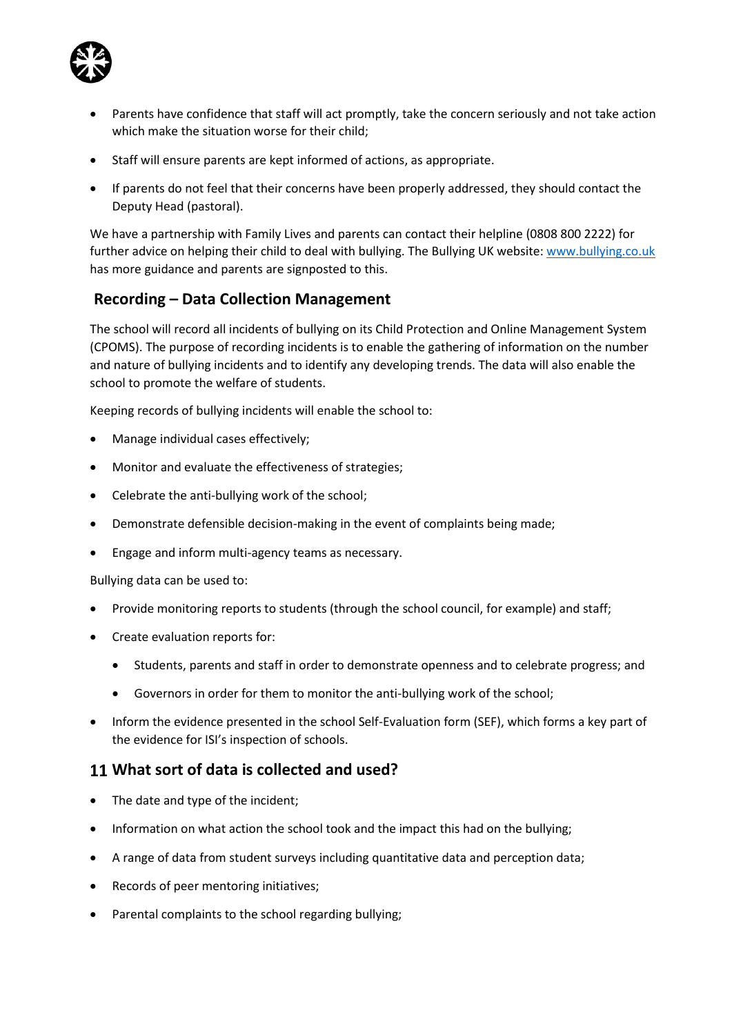- Parents have confidence that staff will act promptly, take the concern seriously and not take action which make the situation worse for their child;
- Staff will ensure parents are kept informed of actions, as appropriate.
- If parents do not feel that their concerns have been properly addressed, they should contact the Deputy Head (pastoral).

We have a partnership with Family Lives and parents can contact their helpline (0808 800 2222) for further advice on helping their child to deal with bullying. The Bullying UK website: www.bullying.co.uk has more guidance and parents are signposted to this.

## Recording – Data Collection Management

The school will record all incidents of bullying on its Child Protection and Online Management System (CPOMS). The purpose of recording incidents is to enable the gathering of information on the number and nature of bullying incidents and to identify any developing trends. The data will also enable the school to promote the welfare of students.

Keeping records of bullying incidents will enable the school to:

- Manage individual cases effectively;
- Monitor and evaluate the effectiveness of strategies;
- Celebrate the anti-bullying work of the school;
- Demonstrate defensible decision-making in the event of complaints being made;
- Engage and inform multi-agency teams as necessary.

Bullying data can be used to:

- Provide monitoring reports to students (through the school council, for example) and staff;
- Create evaluation reports for:
  - Students, parents and staff in order to demonstrate openness and to celebrate progress; and
  - Governors in order for them to monitor the anti-bullying work of the school;
- Inform the evidence presented in the school Self-Evaluation form (SEF), which forms a key part of the evidence for ISI's inspection of schools.

## 11 What sort of data is collected and used?

- The date and type of the incident;
- Information on what action the school took and the impact this had on the bullying;
- A range of data from student surveys including quantitative data and perception data;
- Records of peer mentoring initiatives;
- Parental complaints to the school regarding bullying;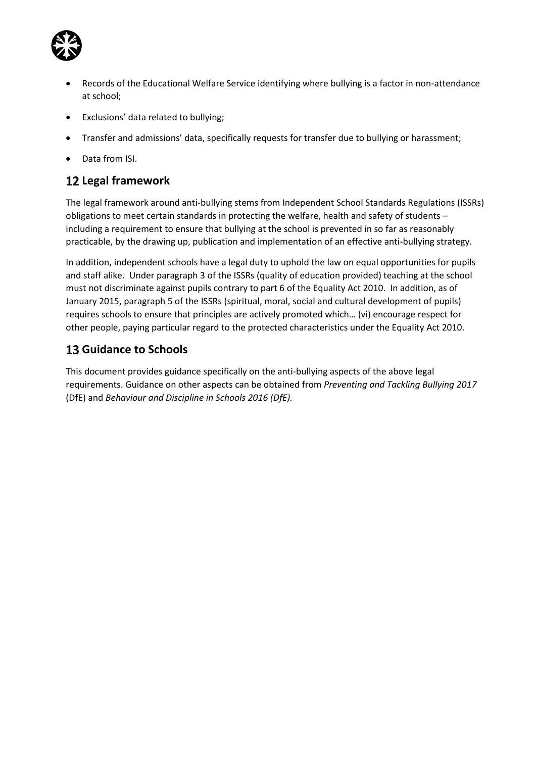- Records of the Educational Welfare Service identifying where bullying is a factor in non-attendance at school;
- Exclusions' data related to bullying;
- Transfer and admissions' data, specifically requests for transfer due to bullying or harassment;
- Data from ISI.

## 12 Legal framework

The legal framework around anti-bullying stems from Independent School Standards Regulations (ISSRs) obligations to meet certain standards in protecting the welfare, health and safety of students – including a requirement to ensure that bullying at the school is prevented in so far as reasonably practicable, by the drawing up, publication and implementation of an effective anti-bullying strategy.

In addition, independent schools have a legal duty to uphold the law on equal opportunities for pupils and staff alike. Under paragraph 3 of the ISSRs (quality of education provided) teaching at the school must not discriminate against pupils contrary to part 6 of the Equality Act 2010. In addition, as of January 2015, paragraph 5 of the ISSRs (spiritual, moral, social and cultural development of pupils) requires schools to ensure that principles are actively promoted which… (vi) encourage respect for other people, paying particular regard to the protected characteristics under the Equality Act 2010.

## 13 Guidance to Schools

This document provides guidance specifically on the anti-bullying aspects of the above legal requirements. Guidance on other aspects can be obtained from *Preventing and Tackling Bullying 2017* (DfE) and *Behaviour and Discipline in Schools 2016 (DfE).*